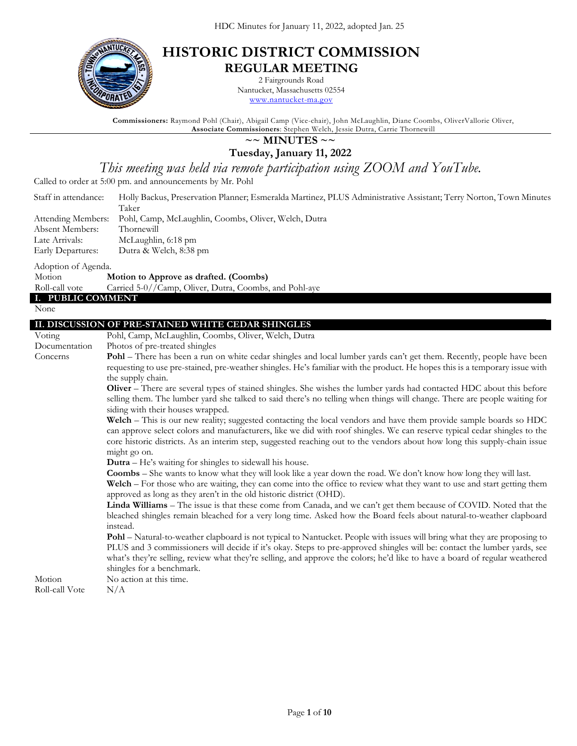# HISTORIC DISTRICT COMMISSION

## REGULAR MEETING

2 Fairgrounds Road
Nantucket, Massachusetts 02554
www.nantucket-ma.gov

**Commissioners:** Raymond Pohl (Chair), Abigail Camp (Vice-chair), John McLaughlin, Diane Coombs, OliverVallorie Oliver,
**Associate Commissioners**: Stephen Welch, Jessie Dutra, Carrie Thornewill

## ~~ MINUTES ~~

## Tuesday, January 11, 2022

*This meeting was held via remote participation using ZOOM and YouTube.*

Called to order at 5:00 pm. and announcements by Mr. Pohl

| | |
|---|---|
| Staff in attendance: | Holly Backus, Preservation Planner; Esmeralda Martinez, PLUS Administrative Assistant; Terry Norton, Town Minutes Taker |
| Attending Members: | Pohl, Camp, McLaughlin, Coombs, Oliver, Welch, Dutra |
| Absent Members: | Thornewill |
| Late Arrivals: | McLaughlin, 6:18 pm |
| Early Departures: | Dutra & Welch, 8:38 pm |

Adoption of Agenda.

| | |
|---|---|
| Motion | **Motion to Approve as drafted. (Coombs)** |
| Roll-call vote | Carried 5-0//Camp, Oliver, Dutra, Coombs, and Pohl-aye |

## I. PUBLIC COMMENT

None

## II. DISCUSSION OF PRE-STAINED WHITE CEDAR SHINGLES

| | |
|---|---|
| Voting | Pohl, Camp, McLaughlin, Coombs, Oliver, Welch, Dutra |
| Documentation | Photos of pre-treated shingles |
| Concerns | **Pohl** – There has been a run on white cedar shingles and local lumber yards can't get them. Recently, people have been requesting to use pre-stained, pre-weather shingles. He's familiar with the product. He hopes this is a temporary issue with the supply chain.<br>**Oliver** – There are several types of stained shingles. She wishes the lumber yards had contacted HDC about this before selling them. The lumber yard she talked to said there's no telling when things will change. There are people waiting for siding with their houses wrapped.<br>**Welch** – This is our new reality; suggested contacting the local vendors and have them provide sample boards so HDC can approve select colors and manufacturers, like we did with roof shingles. We can reserve typical cedar shingles to the core historic districts. As an interim step, suggested reaching out to the vendors about how long this supply-chain issue might go on.<br>**Dutra** – He's waiting for shingles to sidewall his house.<br>**Coombs** – She wants to know what they will look like a year down the road. We don't know how long they will last.<br>**Welch** – For those who are waiting, they can come into the office to review what they want to use and start getting them approved as long as they aren't in the old historic district (OHD).<br>**Linda Williams** – The issue is that these come from Canada, and we can't get them because of COVID. Noted that the bleached shingles remain bleached for a very long time. Asked how the Board feels about natural-to-weather clapboard instead.<br>**Pohl** – Natural-to-weather clapboard is not typical to Nantucket. People with issues will bring what they are proposing to PLUS and 3 commissioners will decide if it's okay. Steps to pre-approved shingles will be: contact the lumber yards, see what's they're selling, review what they're selling, and approve the colors; he'd like to have a board of regular weathered shingles for a benchmark. |
| Motion | No action at this time. |
| Roll-call Vote | N/A |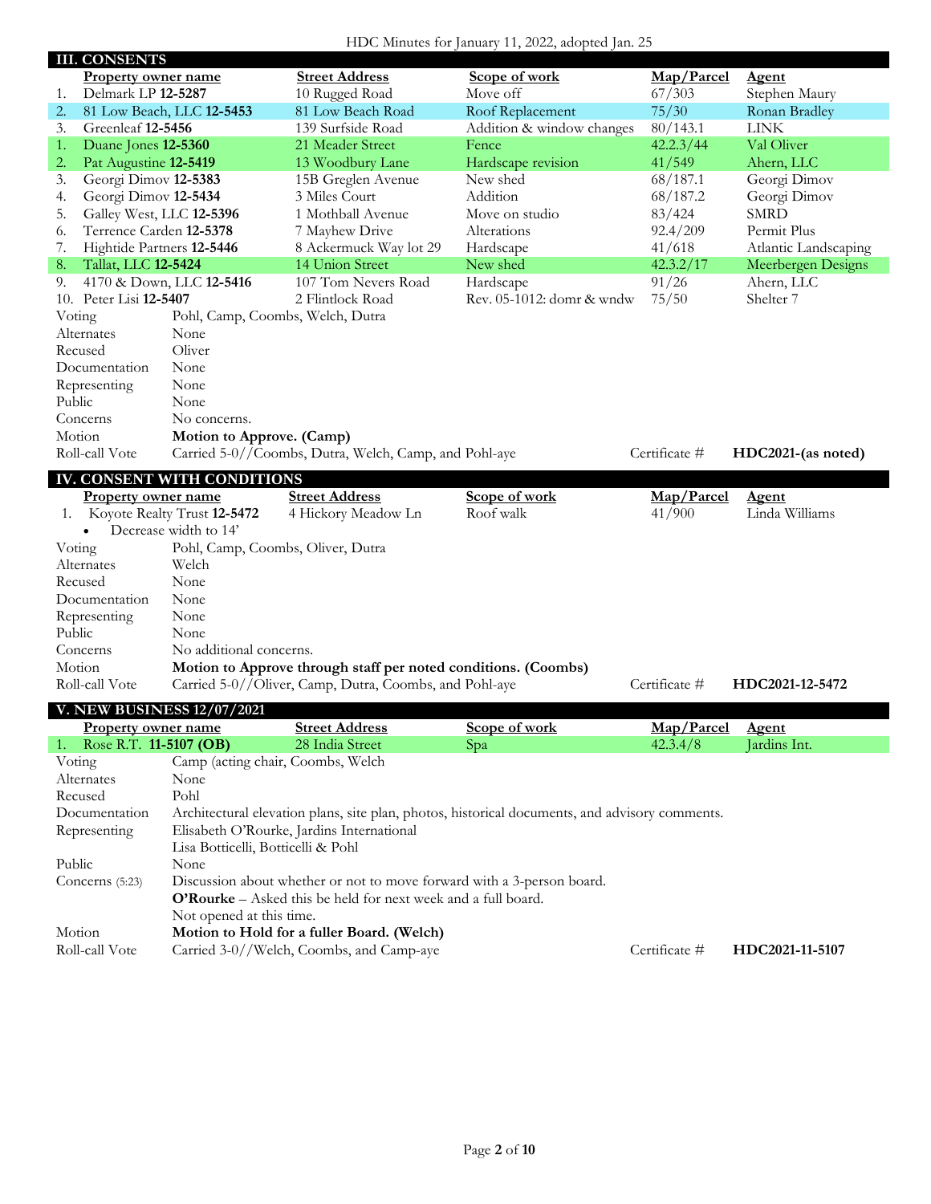HDC Minutes for January 11, 2022, adopted Jan. 25

## III. CONSENTS

| | Property owner name | Street Address | Scope of work | Map/Parcel | Agent |
|---|---|---|---|---|---|
| 1. | Delmark LP **12-5287** | 10 Rugged Road | Move off | 67/303 | Stephen Maury |
| 2. | 81 Low Beach, LLC **12-5453** | 81 Low Beach Road | Roof Replacement | 75/30 | Ronan Bradley |
| 3. | Greenleaf **12-5456** | 139 Surfside Road | Addition & window changes | 80/143.1 | LINK |
| 1. | Duane Jones **12-5360** | 21 Meader Street | Fence | 42.2.3/44 | Val Oliver |
| 2. | Pat Augustine **12-5419** | 13 Woodbury Lane | Hardscape revision | 41/549 | Ahern, LLC |
| 3. | Georgi Dimov **12-5383** | 15B Greglen Avenue | New shed | 68/187.1 | Georgi Dimov |
| 4. | Georgi Dimov **12-5434** | 3 Miles Court | Addition | 68/187.2 | Georgi Dimov |
| 5. | Galley West, LLC **12-5396** | 1 Mothball Avenue | Move on studio | 83/424 | SMRD |
| 6. | Terrence Carden **12-5378** | 7 Mayhew Drive | Alterations | 92.4/209 | Permit Plus |
| 7. | Hightide Partners **12-5446** | 8 Ackermuck Way lot 29 | Hardscape | 41/618 | Atlantic Landscaping |
| 8. | Tallat, LLC **12-5424** | 14 Union Street | New shed | 42.3.2/17 | Meerbergen Designs |
| 9. | 4170 & Down, LLC **12-5416** | 107 Tom Nevers Road | Hardscape | 91/26 | Ahern, LLC |
| 10. | Peter Lisi **12-5407** | 2 Flintlock Road | Rev. 05-1012: domr & wndw | 75/50 | Shelter 7 |

| | |
|---|---|
| Voting | Pohl, Camp, Coombs, Welch, Dutra |
| Alternates | None |
| Recused | Oliver |
| Documentation | None |
| Representing | None |
| Public | None |
| Concerns | No concerns. |
| Motion | **Motion to Approve. (Camp)** |
| Roll-call Vote | Carried 5-0//Coombs, Dutra, Welch, Camp, and Pohl-aye — Certificate # **HDC2021-(as noted)** |

## IV. CONSENT WITH CONDITIONS

| | Property owner name | Street Address | Scope of work | Map/Parcel | Agent |
|---|---|---|---|---|---|
| 1. | Koyote Realty Trust **12-5472** | 4 Hickory Meadow Ln | Roof walk | 41/900 | Linda Williams |

- Decrease width to 14'

| | |
|---|---|
| Voting | Pohl, Camp, Coombs, Oliver, Dutra |
| Alternates | Welch |
| Recused | None |
| Documentation | None |
| Representing | None |
| Public | None |
| Concerns | No additional concerns. |
| Motion | **Motion to Approve through staff per noted conditions. (Coombs)** |
| Roll-call Vote | Carried 5-0//Oliver, Camp, Dutra, Coombs, and Pohl-aye — Certificate # **HDC2021-12-5472** |

## V. NEW BUSINESS 12/07/2021

| | Property owner name | Street Address | Scope of work | Map/Parcel | Agent |
|---|---|---|---|---|---|
| 1. | Rose R.T. **11-5107 (OB)** | 28 India Street | Spa | 42.3.4/8 | Jardins Int. |

| | |
|---|---|
| Voting | Camp (acting chair, Coombs, Welch |
| Alternates | None |
| Recused | Pohl |
| Documentation | Architectural elevation plans, site plan, photos, historical documents, and advisory comments. |
| Representing | Elisabeth O'Rourke, Jardins International<br>Lisa Botticelli, Botticelli & Pohl |
| Public | None |
| Concerns (5:23) | Discussion about whether or not to move forward with a 3-person board.<br>**O'Rourke** – Asked this be held for next week and a full board.<br>Not opened at this time. |
| Motion | **Motion to Hold for a fuller Board. (Welch)** |
| Roll-call Vote | Carried 3-0//Welch, Coombs, and Camp-aye — Certificate # **HDC2021-11-5107** |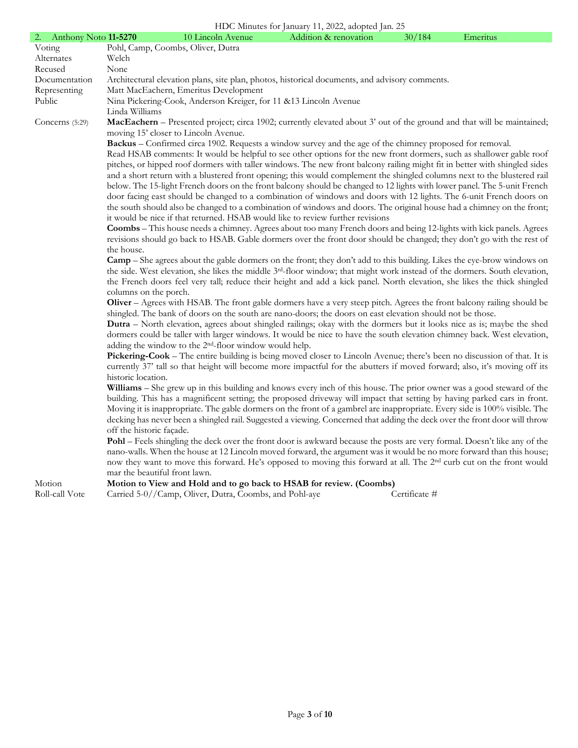| 2. Anthony Noto **11-5270** | 10 Lincoln Avenue | Addition & renovation | 30/184 | Emeritus |
|---|---|---|---|---|

| | |
|---|---|
| Voting | Pohl, Camp, Coombs, Oliver, Dutra |
| Alternates | Welch |
| Recused | None |
| Documentation | Architectural elevation plans, site plan, photos, historical documents, and advisory comments. |
| Representing | Matt MacEachern, Emeritus Development |
| Public | Nina Pickering-Cook, Anderson Kreiger, for 11 &13 Lincoln Avenue<br>Linda Williams |
| Concerns (5:29) | **MacEachern** – Presented project; circa 1902; currently elevated about 3' out of the ground and that will be maintained; moving 15' closer to Lincoln Avenue.<br>**Backus** – Confirmed circa 1902. Requests a window survey and the age of the chimney proposed for removal.<br>Read HSAB comments: It would be helpful to see other options for the new front dormers, such as shallower gable roof pitches, or hipped roof dormers with taller windows. The new front balcony railing might fit in better with shingled sides and a short return with a blustered front opening; this would complement the shingled columns next to the blustered rail below. The 15-light French doors on the front balcony should be changed to 12 lights with lower panel. The 5-unit French door facing east should be changed to a combination of windows and doors with 12 lights. The 6-unit French doors on the south should also be changed to a combination of windows and doors. The original house had a chimney on the front; it would be nice if that returned. HSAB would like to review further revisions<br>**Coombs** – This house needs a chimney. Agrees about too many French doors and being 12-lights with kick panels. Agrees revisions should go back to HSAB. Gable dormers over the front door should be changed; they don't go with the rest of the house.<br>**Camp** – She agrees about the gable dormers on the front; they don't add to this building. Likes the eye-brow windows on the side. West elevation, she likes the middle 3rd-floor window; that might work instead of the dormers. South elevation, the French doors feel very tall; reduce their height and add a kick panel. North elevation, she likes the thick shingled columns on the porch.<br>**Oliver** – Agrees with HSAB. The front gable dormers have a very steep pitch. Agrees the front balcony railing should be shingled. The bank of doors on the south are nano-doors; the doors on east elevation should not be those.<br>**Dutra** – North elevation, agrees about shingled railings; okay with the dormers but it looks nice as is; maybe the shed dormers could be taller with larger windows. It would be nice to have the south elevation chimney back. West elevation, adding the window to the 2nd-floor window would help.<br>**Pickering-Cook** – The entire building is being moved closer to Lincoln Avenue; there's been no discussion of that. It is currently 37' tall so that height will become more impactful for the abutters if moved forward; also, it's moving off its historic location.<br>**Williams** – She grew up in this building and knows every inch of this house. The prior owner was a good steward of the building. This has a magnificent setting; the proposed driveway will impact that setting by having parked cars in front. Moving it is inappropriate. The gable dormers on the front of a gambrel are inappropriate. Every side is 100% visible. The decking has never been a shingled rail. Suggested a viewing. Concerned that adding the deck over the front door will throw off the historic façade.<br>**Pohl** – Feels shingling the deck over the front door is awkward because the posts are very formal. Doesn't like any of the nano-walls. When the house at 12 Lincoln moved forward, the argument was it would be no more forward than this house; now they want to move this forward. He's opposed to moving this forward at all. The 2nd curb cut on the front would mar the beautiful front lawn. |
| Motion | **Motion to View and Hold and to go back to HSAB for review. (Coombs)** |
| Roll-call Vote | Carried 5-0//Camp, Oliver, Dutra, Coombs, and Pohl-aye &nbsp;&nbsp;&nbsp;&nbsp; Certificate # |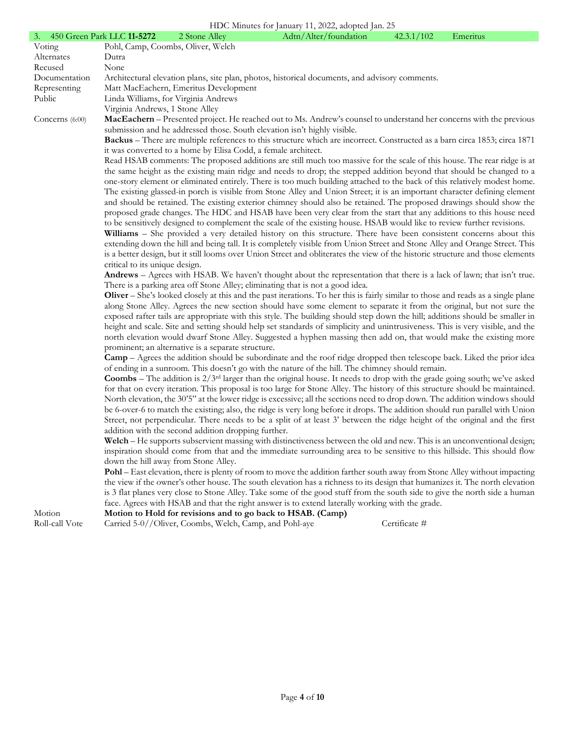HDC Minutes for January 11, 2022, adopted Jan. 25

| 3. 450 Green Park LLC **11-5272** | 2 Stone Alley | Adtn/Alter/foundation | 42.3.1/102 | Emeritus |
|---|---|---|---|---|

| | |
|---|---|
| Voting | Pohl, Camp, Coombs, Oliver, Welch |
| Alternates | Dutra |
| Recused | None |
| Documentation | Architectural elevation plans, site plan, photos, historical documents, and advisory comments. |
| Representing | Matt MacEachern, Emeritus Development |
| Public | Linda Williams, for Virginia Andrews<br>Virginia Andrews, 1 Stone Alley |

Concerns (6:00)

**MacEachern** – Presented project. He reached out to Ms. Andrew's counsel to understand her concerns with the previous submission and he addressed those. South elevation isn't highly visible.

**Backus** – There are multiple references to this structure which are incorrect. Constructed as a barn circa 1853; circa 1871 it was converted to a home by Elisa Codd, a female architect.

Read HSAB comments: The proposed additions are still much too massive for the scale of this house. The rear ridge is at the same height as the existing main ridge and needs to drop; the stepped addition beyond that should be changed to a one-story element or eliminated entirely. There is too much building attached to the back of this relatively modest home. The existing glassed-in porch is visible from Stone Alley and Union Street; it is an important character defining element and should be retained. The existing exterior chimney should also be retained. The proposed drawings should show the proposed grade changes. The HDC and HSAB have been very clear from the start that any additions to this house need to be sensitively designed to complement the scale of the existing house. HSAB would like to review further revisions.

**Williams** – She provided a very detailed history on this structure. There have been consistent concerns about this extending down the hill and being tall. It is completely visible from Union Street and Stone Alley and Orange Street. This is a better design, but it still looms over Union Street and obliterates the view of the historic structure and those elements critical to its unique design.

**Andrews** – Agrees with HSAB. We haven't thought about the representation that there is a lack of lawn; that isn't true. There is a parking area off Stone Alley; eliminating that is not a good idea.

**Oliver** – She's looked closely at this and the past iterations. To her this is fairly similar to those and reads as a single plane along Stone Alley. Agrees the new section should have some element to separate it from the original, but not sure the exposed rafter tails are appropriate with this style. The building should step down the hill; additions should be smaller in height and scale. Site and setting should help set standards of simplicity and unintrusiveness. This is very visible, and the north elevation would dwarf Stone Alley. Suggested a hyphen massing then add on, that would make the existing more prominent; an alternative is a separate structure.

**Camp** – Agrees the addition should be subordinate and the roof ridge dropped then telescope back. Liked the prior idea of ending in a sunroom. This doesn't go with the nature of the hill. The chimney should remain.

**Coombs** – The addition is 2/3rd larger than the original house. It needs to drop with the grade going south; we've asked for that on every iteration. This proposal is too large for Stone Alley. The history of this structure should be maintained. North elevation, the 30'5" at the lower ridge is excessive; all the sections need to drop down. The addition windows should be 6-over-6 to match the existing; also, the ridge is very long before it drops. The addition should run parallel with Union Street, not perpendicular. There needs to be a split of at least 3' between the ridge height of the original and the first addition with the second addition dropping further.

**Welch** – He supports subservient massing with distinctiveness between the old and new. This is an unconventional design; inspiration should come from that and the immediate surrounding area to be sensitive to this hillside. This should flow down the hill away from Stone Alley.

**Pohl** – East elevation, there is plenty of room to move the addition farther south away from Stone Alley without impacting the view if the owner's other house. The south elevation has a richness to its design that humanizes it. The north elevation is 3 flat planes very close to Stone Alley. Take some of the good stuff from the south side to give the north side a human face. Agrees with HSAB and that the right answer is to extend laterally working with the grade.

| | |
|---|---|
| Motion | **Motion to Hold for revisions and to go back to HSAB. (Camp)** |
| Roll-call Vote | Carried 5-0//Oliver, Coombs, Welch, Camp, and Pohl-aye &nbsp;&nbsp;&nbsp;&nbsp; Certificate # |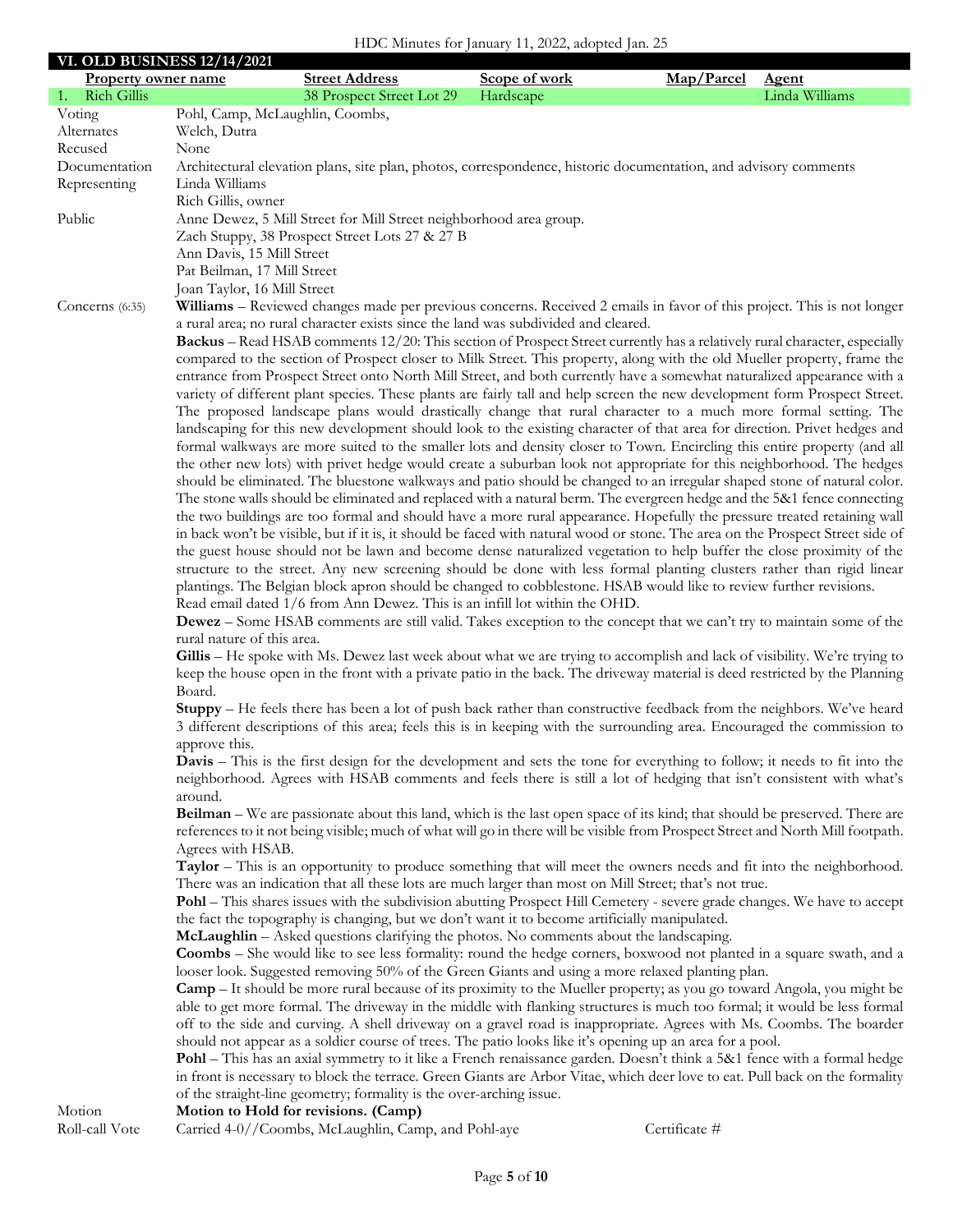HDC Minutes for January 11, 2022, adopted Jan. 25

## VI. OLD BUSINESS 12/14/2021

| Property owner name | Street Address | Scope of work | Map/Parcel | Agent |
|---|---|---|---|---|
| 1. Rich Gillis | 38 Prospect Street Lot 29 | Hardscape | | Linda Williams |

**Voting:** Pohl, Camp, McLaughlin, Coombs,

**Alternates:** Welch, Dutra

**Recused:** None

**Documentation:** Architectural elevation plans, site plan, photos, correspondence, historic documentation, and advisory comments

**Representing:** Linda Williams
Rich Gillis, owner

**Public:**
Anne Dewez, 5 Mill Street for Mill Street neighborhood area group.
Zach Stuppy, 38 Prospect Street Lots 27 & 27 B
Ann Davis, 15 Mill Street
Pat Beilman, 17 Mill Street
Joan Taylor, 16 Mill Street

**Concerns (6:35):**

**Williams** – Reviewed changes made per previous concerns. Received 2 emails in favor of this project. This is not longer a rural area; no rural character exists since the land was subdivided and cleared.

**Backus** – Read HSAB comments 12/20: This section of Prospect Street currently has a relatively rural character, especially compared to the section of Prospect closer to Milk Street. This property, along with the old Mueller property, frame the entrance from Prospect Street onto North Mill Street, and both currently have a somewhat naturalized appearance with a variety of different plant species. These plants are fairly tall and help screen the new development form Prospect Street. The proposed landscape plans would drastically change that rural character to a much more formal setting. The landscaping for this new development should look to the existing character of that area for direction. Privet hedges and formal walkways are more suited to the smaller lots and density closer to Town. Encircling this entire property (and all the other new lots) with privet hedge would create a suburban look not appropriate for this neighborhood. The hedges should be eliminated. The bluestone walkways and patio should be changed to an irregular shaped stone of natural color. The stone walls should be eliminated and replaced with a natural berm. The evergreen hedge and the 5&1 fence connecting the two buildings are too formal and should have a more rural appearance. Hopefully the pressure treated retaining wall in back won't be visible, but if it is, it should be faced with natural wood or stone. The area on the Prospect Street side of the guest house should not be lawn and become dense naturalized vegetation to help buffer the close proximity of the structure to the street. Any new screening should be done with less formal planting clusters rather than rigid linear plantings. The Belgian block apron should be changed to cobblestone. HSAB would like to review further revisions.
Read email dated 1/6 from Ann Dewez. This is an infill lot within the OHD.

**Dewez** – Some HSAB comments are still valid. Takes exception to the concept that we can't try to maintain some of the rural nature of this area.

**Gillis** – He spoke with Ms. Dewez last week about what we are trying to accomplish and lack of visibility. We're trying to keep the house open in the front with a private patio in the back. The driveway material is deed restricted by the Planning Board.

**Stuppy** – He feels there has been a lot of push back rather than constructive feedback from the neighbors. We've heard 3 different descriptions of this area; feels this is in keeping with the surrounding area. Encouraged the commission to approve this.

**Davis** – This is the first design for the development and sets the tone for everything to follow; it needs to fit into the neighborhood. Agrees with HSAB comments and feels there is still a lot of hedging that isn't consistent with what's around.

**Beilman** – We are passionate about this land, which is the last open space of its kind; that should be preserved. There are references to it not being visible; much of what will go in there will be visible from Prospect Street and North Mill footpath. Agrees with HSAB.

**Taylor** – This is an opportunity to produce something that will meet the owners needs and fit into the neighborhood. There was an indication that all these lots are much larger than most on Mill Street; that's not true.

**Pohl** – This shares issues with the subdivision abutting Prospect Hill Cemetery - severe grade changes. We have to accept the fact the topography is changing, but we don't want it to become artificially manipulated.

**McLaughlin** – Asked questions clarifying the photos. No comments about the landscaping.

**Coombs** – She would like to see less formality: round the hedge corners, boxwood not planted in a square swath, and a looser look. Suggested removing 50% of the Green Giants and using a more relaxed planting plan.

**Camp** – It should be more rural because of its proximity to the Mueller property; as you go toward Angola, you might be able to get more formal. The driveway in the middle with flanking structures is much too formal; it would be less formal off to the side and curving. A shell driveway on a gravel road is inappropriate. Agrees with Ms. Coombs. The boarder should not appear as a soldier course of trees. The patio looks like it's opening up an area for a pool.

**Pohl** – This has an axial symmetry to it like a French renaissance garden. Doesn't think a 5&1 fence with a formal hedge in front is necessary to block the terrace. Green Giants are Arbor Vitae, which deer love to eat. Pull back on the formality of the straight-line geometry; formality is the over-arching issue.

**Motion:** **Motion to Hold for revisions. (Camp)**

**Roll-call Vote:** Carried 4-0//Coombs, McLaughlin, Camp, and Pohl-aye — Certificate #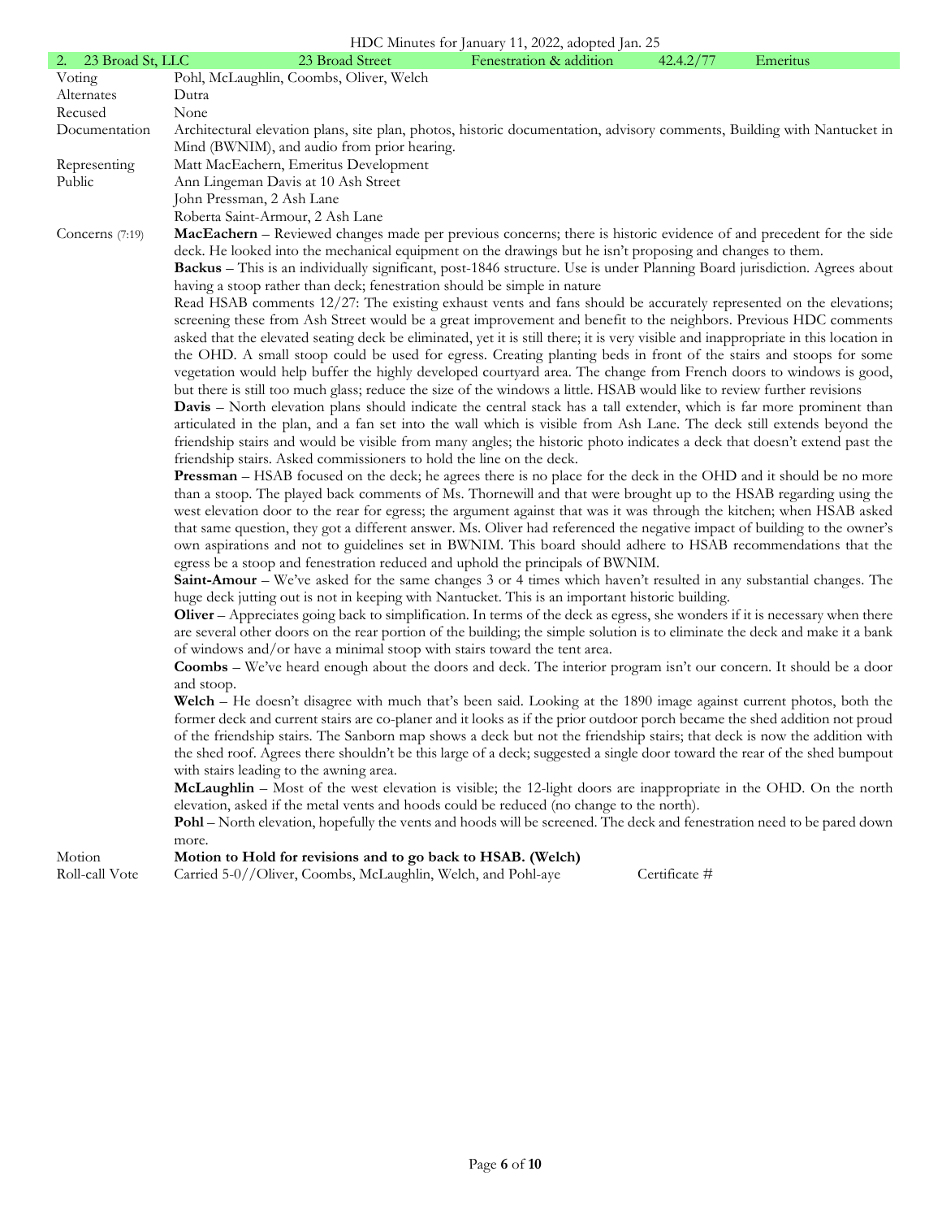| 2. 23 Broad St, LLC | 23 Broad Street | Fenestration & addition | 42.4.2/77 | Emeritus |
|---|---|---|---|---|

Voting: Pohl, McLaughlin, Coombs, Oliver, Welch

Alternates: Dutra

Recused: None

Documentation: Architectural elevation plans, site plan, photos, historic documentation, advisory comments, Building with Nantucket in Mind (BWNIM), and audio from prior hearing.

Representing: Matt MacEachern, Emeritus Development

Public: Ann Lingeman Davis at 10 Ash Street
John Pressman, 2 Ash Lane
Roberta Saint-Armour, 2 Ash Lane

Concerns (7:19)

**MacEachern** – Reviewed changes made per previous concerns; there is historic evidence of and precedent for the side deck. He looked into the mechanical equipment on the drawings but he isn't proposing and changes to them.

**Backus** – This is an individually significant, post-1846 structure. Use is under Planning Board jurisdiction. Agrees about having a stoop rather than deck; fenestration should be simple in nature

Read HSAB comments 12/27: The existing exhaust vents and fans should be accurately represented on the elevations; screening these from Ash Street would be a great improvement and benefit to the neighbors. Previous HDC comments asked that the elevated seating deck be eliminated, yet it is still there; it is very visible and inappropriate in this location in the OHD. A small stoop could be used for egress. Creating planting beds in front of the stairs and stoops for some vegetation would help buffer the highly developed courtyard area. The change from French doors to windows is good, but there is still too much glass; reduce the size of the windows a little. HSAB would like to review further revisions

**Davis** – North elevation plans should indicate the central stack has a tall extender, which is far more prominent than articulated in the plan, and a fan set into the wall which is visible from Ash Lane. The deck still extends beyond the friendship stairs and would be visible from many angles; the historic photo indicates a deck that doesn't extend past the friendship stairs. Asked commissioners to hold the line on the deck.

**Pressman** – HSAB focused on the deck; he agrees there is no place for the deck in the OHD and it should be no more than a stoop. The played back comments of Ms. Thornewill and that were brought up to the HSAB regarding using the west elevation door to the rear for egress; the argument against that was it was through the kitchen; when HSAB asked that same question, they got a different answer. Ms. Oliver had referenced the negative impact of building to the owner's own aspirations and not to guidelines set in BWNIM. This board should adhere to HSAB recommendations that the egress be a stoop and fenestration reduced and uphold the principals of BWNIM.

**Saint-Amour** – We've asked for the same changes 3 or 4 times which haven't resulted in any substantial changes. The huge deck jutting out is not in keeping with Nantucket. This is an important historic building.

**Oliver** – Appreciates going back to simplification. In terms of the deck as egress, she wonders if it is necessary when there are several other doors on the rear portion of the building; the simple solution is to eliminate the deck and make it a bank of windows and/or have a minimal stoop with stairs toward the tent area.

**Coombs** – We've heard enough about the doors and deck. The interior program isn't our concern. It should be a door and stoop.

**Welch** – He doesn't disagree with much that's been said. Looking at the 1890 image against current photos, both the former deck and current stairs are co-planer and it looks as if the prior outdoor porch became the shed addition not proud of the friendship stairs. The Sanborn map shows a deck but not the friendship stairs; that deck is now the addition with the shed roof. Agrees there shouldn't be this large of a deck; suggested a single door toward the rear of the shed bumpout with stairs leading to the awning area.

**McLaughlin** – Most of the west elevation is visible; the 12-light doors are inappropriate in the OHD. On the north elevation, asked if the metal vents and hoods could be reduced (no change to the north).

**Pohl** – North elevation, hopefully the vents and hoods will be screened. The deck and fenestration need to be pared down more.

Motion: **Motion to Hold for revisions and to go back to HSAB. (Welch)**

Roll-call Vote: Carried 5-0//Oliver, Coombs, McLaughlin, Welch, and Pohl-aye     Certificate #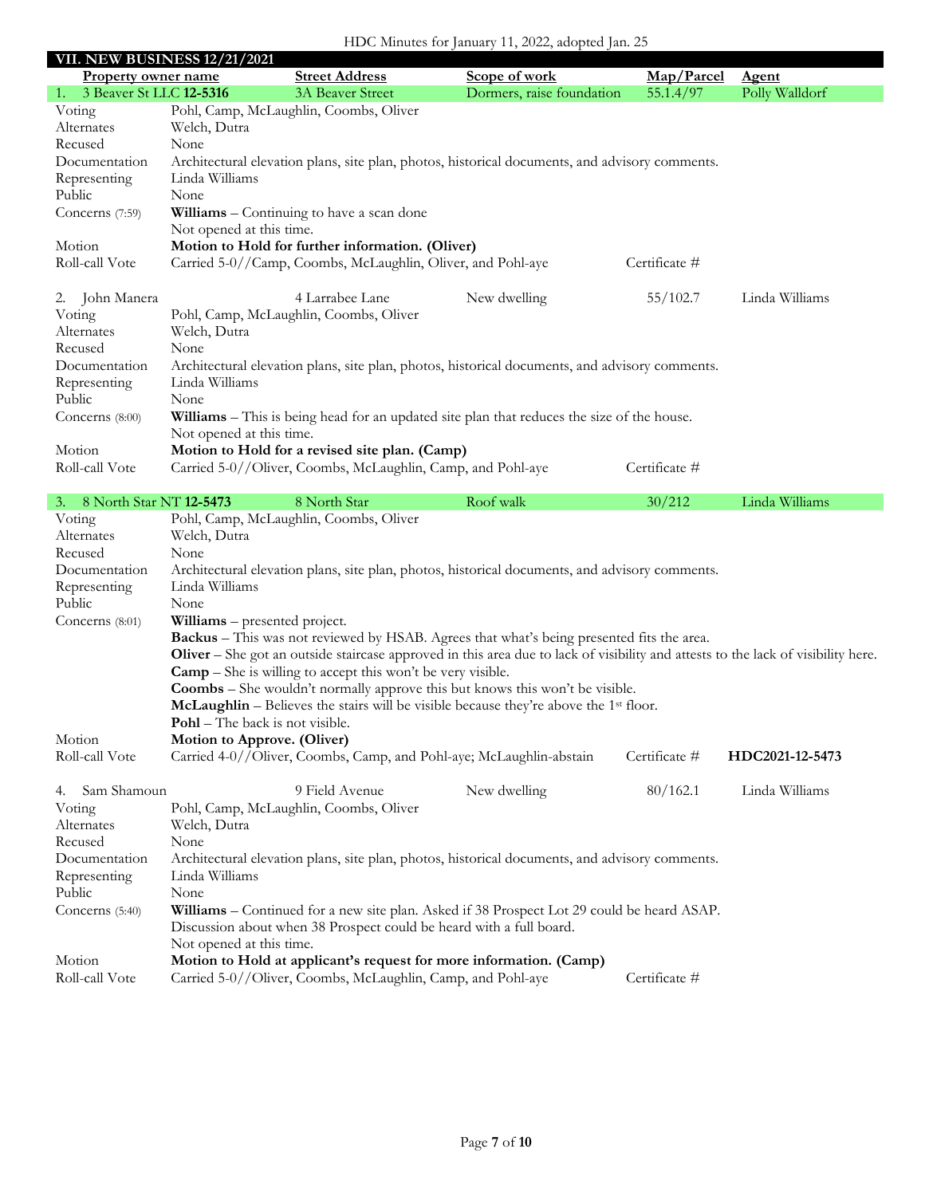HDC Minutes for January 11, 2022, adopted Jan. 25

## VII. NEW BUSINESS 12/21/2021

| Property owner name | Street Address | Scope of work | Map/Parcel | Agent |
|---|---|---|---|---|
| 1. 3 Beaver St LLC **12-5316** | 3A Beaver Street | Dormers, raise foundation | 55.1.4/97 | Polly Walldorf |

| | |
|---|---|
| Voting | Pohl, Camp, McLaughlin, Coombs, Oliver |
| Alternates | Welch, Dutra |
| Recused | None |
| Documentation | Architectural elevation plans, site plan, photos, historical documents, and advisory comments. |
| Representing | Linda Williams |
| Public | None |
| Concerns (7:59) | **Williams** – Continuing to have a scan done<br>Not opened at this time. |
| Motion | **Motion to Hold for further information. (Oliver)** |
| Roll-call Vote | Carried 5-0//Camp, Coombs, McLaughlin, Oliver, and Pohl-aye — Certificate # |

| Property owner name | Street Address | Scope of work | Map/Parcel | Agent |
|---|---|---|---|---|
| 2. John Manera | 4 Larrabee Lane | New dwelling | 55/102.7 | Linda Williams |

| | |
|---|---|
| Voting | Pohl, Camp, McLaughlin, Coombs, Oliver |
| Alternates | Welch, Dutra |
| Recused | None |
| Documentation | Architectural elevation plans, site plan, photos, historical documents, and advisory comments. |
| Representing | Linda Williams |
| Public | None |
| Concerns (8:00) | **Williams** – This is being head for an updated site plan that reduces the size of the house.<br>Not opened at this time. |
| Motion | **Motion to Hold for a revised site plan. (Camp)** |
| Roll-call Vote | Carried 5-0//Oliver, Coombs, McLaughlin, Camp, and Pohl-aye — Certificate # |

| Property owner name | Street Address | Scope of work | Map/Parcel | Agent |
|---|---|---|---|---|
| 3. 8 North Star NT **12-5473** | 8 North Star | Roof walk | 30/212 | Linda Williams |

| | |
|---|---|
| Voting | Pohl, Camp, McLaughlin, Coombs, Oliver |
| Alternates | Welch, Dutra |
| Recused | None |
| Documentation | Architectural elevation plans, site plan, photos, historical documents, and advisory comments. |
| Representing | Linda Williams |
| Public | None |
| Concerns (8:01) | **Williams** – presented project.<br>**Backus** – This was not reviewed by HSAB. Agrees that what's being presented fits the area.<br>**Oliver** – She got an outside staircase approved in this area due to lack of visibility and attests to the lack of visibility here.<br>**Camp** – She is willing to accept this won't be very visible.<br>**Coombs** – She wouldn't normally approve this but knows this won't be visible.<br>**McLaughlin** – Believes the stairs will be visible because they're above the 1st floor.<br>**Pohl** – The back is not visible. |
| Motion | **Motion to Approve. (Oliver)** |
| Roll-call Vote | Carried 4-0//Oliver, Coombs, Camp, and Pohl-aye; McLaughlin-abstain — Certificate # **HDC2021-12-5473** |

| Property owner name | Street Address | Scope of work | Map/Parcel | Agent |
|---|---|---|---|---|
| 4. Sam Shamoun | 9 Field Avenue | New dwelling | 80/162.1 | Linda Williams |

| | |
|---|---|
| Voting | Pohl, Camp, McLaughlin, Coombs, Oliver |
| Alternates | Welch, Dutra |
| Recused | None |
| Documentation | Architectural elevation plans, site plan, photos, historical documents, and advisory comments. |
| Representing | Linda Williams |
| Public | None |
| Concerns (5:40) | **Williams** – Continued for a new site plan. Asked if 38 Prospect Lot 29 could be heard ASAP.<br>Discussion about when 38 Prospect could be heard with a full board.<br>Not opened at this time. |
| Motion | **Motion to Hold at applicant's request for more information. (Camp)** |
| Roll-call Vote | Carried 5-0//Oliver, Coombs, McLaughlin, Camp, and Pohl-aye — Certificate # |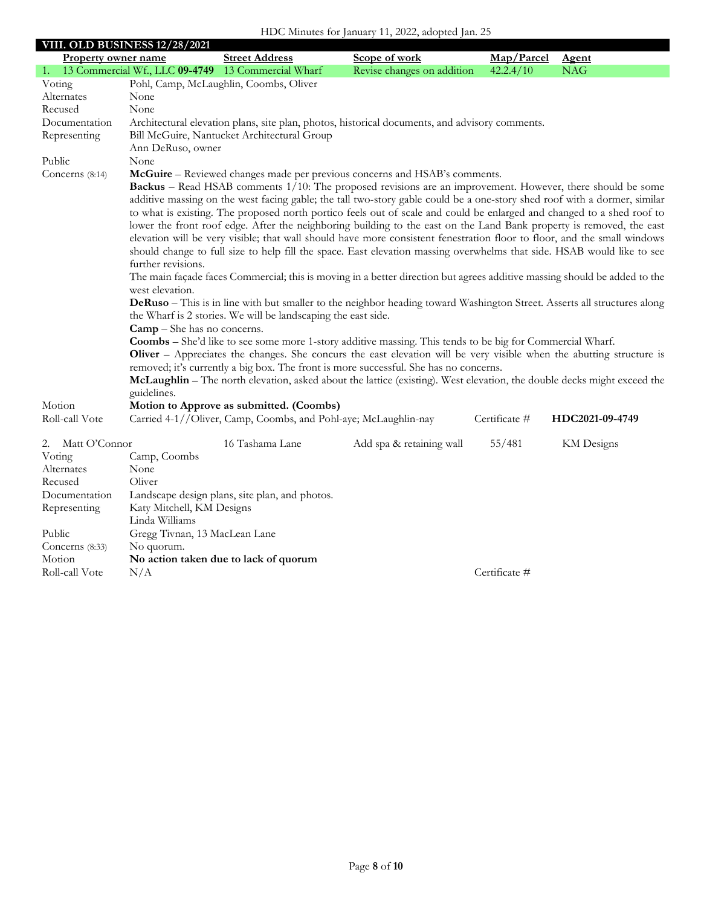## VIII. OLD BUSINESS 12/28/2021

| Property owner name | Street Address | Scope of work | Map/Parcel | Agent |
|---|---|---|---|---|
| 1. 13 Commercial Wf., LLC **09-4749** | 13 Commercial Wharf | Revise changes on addition | 42.2.4/10 | NAG |

Voting: Pohl, Camp, McLaughlin, Coombs, Oliver

Alternates: None

Recused: None

Documentation: Architectural elevation plans, site plan, photos, historical documents, and advisory comments.

Representing: Bill McGuire, Nantucket Architectural Group
Ann DeRuso, owner

Public: None

Concerns (8:14):

**McGuire** – Reviewed changes made per previous concerns and HSAB's comments.

**Backus** – Read HSAB comments 1/10: The proposed revisions are an improvement. However, there should be some additive massing on the west facing gable; the tall two-story gable could be a one-story shed roof with a dormer, similar to what is existing. The proposed north portico feels out of scale and could be enlarged and changed to a shed roof to lower the front roof edge. After the neighboring building to the east on the Land Bank property is removed, the east elevation will be very visible; that wall should have more consistent fenestration floor to floor, and the small windows should change to full size to help fill the space. East elevation massing overwhelms that side. HSAB would like to see further revisions.

The main façade faces Commercial; this is moving in a better direction but agrees additive massing should be added to the west elevation.

**DeRuso** – This is in line with but smaller to the neighbor heading toward Washington Street. Asserts all structures along the Wharf is 2 stories. We will be landscaping the east side.

**Camp** – She has no concerns.

**Coombs** – She'd like to see some more 1-story additive massing. This tends to be big for Commercial Wharf.

**Oliver** – Appreciates the changes. She concurs the east elevation will be very visible when the abutting structure is removed; it's currently a big box. The front is more successful. She has no concerns.

**McLaughlin** – The north elevation, asked about the lattice (existing). West elevation, the double decks might exceed the guidelines.

Motion: **Motion to Approve as submitted. (Coombs)**

Roll-call Vote: Carried 4-1//Oliver, Camp, Coombs, and Pohl-aye; McLaughlin-nay — Certificate # **HDC2021-09-4749**

| Property owner name | Street Address | Scope of work | Map/Parcel | Agent |
|---|---|---|---|---|
| 2. Matt O'Connor | 16 Tashama Lane | Add spa & retaining wall | 55/481 | KM Designs |

Voting: Camp, Coombs

Alternates: None

Recused: Oliver

Documentation: Landscape design plans, site plan, and photos.

Representing: Katy Mitchell, KM Designs
Linda Williams

Public: Gregg Tivnan, 13 MacLean Lane

Concerns (8:33): No quorum.

Motion: **No action taken due to lack of quorum**

Roll-call Vote: N/A — Certificate #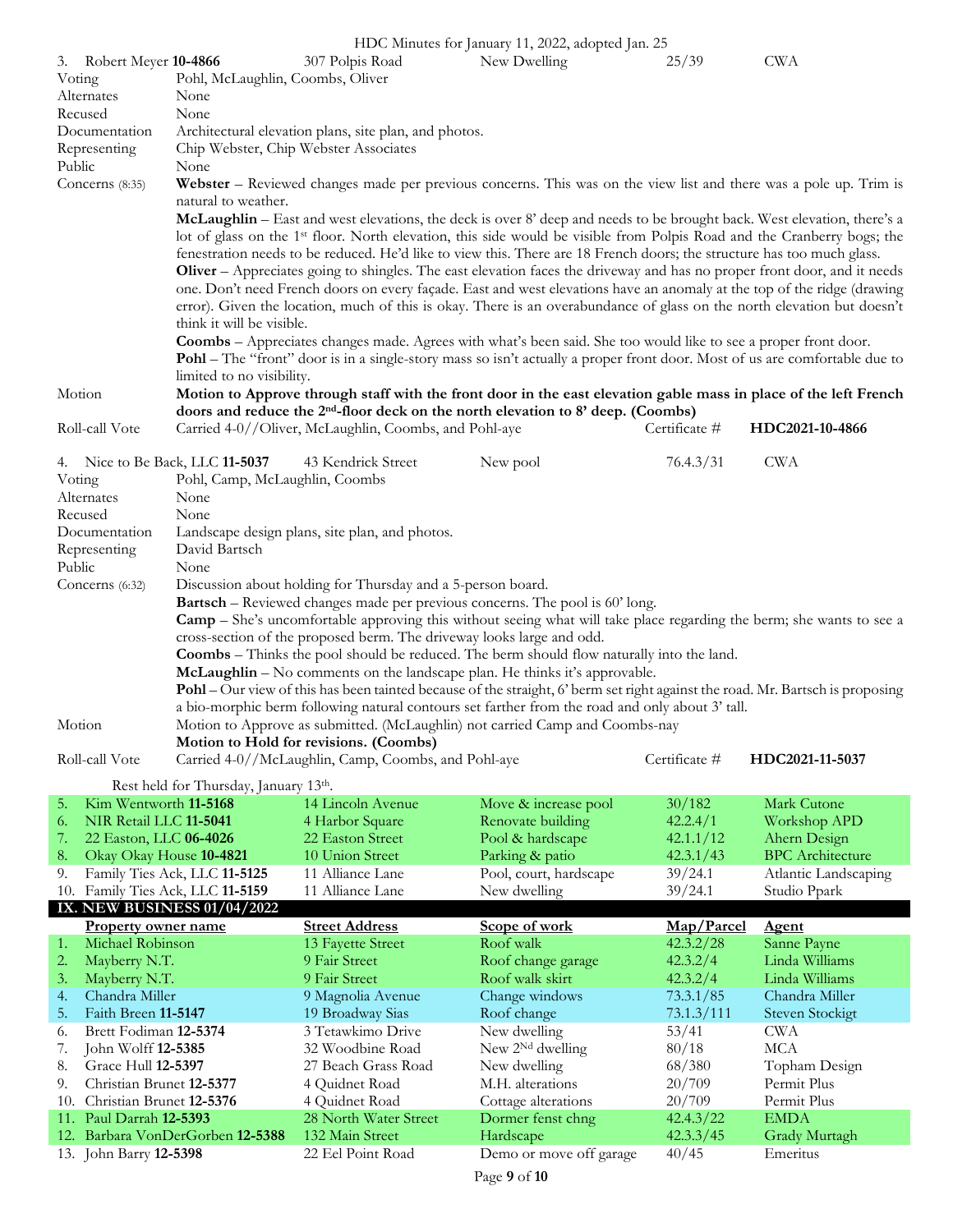| 3. Robert Meyer **10-4866** | 307 Polpis Road | New Dwelling | 25/39 | CWA |
|---|---|---|---|---|

| | |
|---|---|
| Voting | Pohl, McLaughlin, Coombs, Oliver |
| Alternates | None |
| Recused | None |
| Documentation | Architectural elevation plans, site plan, and photos. |
| Representing | Chip Webster, Chip Webster Associates |
| Public | None |
| Concerns (8:35) | **Webster** – Reviewed changes made per previous concerns. This was on the view list and there was a pole up. Trim is natural to weather. **McLaughlin** – East and west elevations, the deck is over 8' deep and needs to be brought back. West elevation, there's a lot of glass on the 1st floor. North elevation, this side would be visible from Polpis Road and the Cranberry bogs; the fenestration needs to be reduced. He'd like to view this. There are 18 French doors; the structure has too much glass. **Oliver** – Appreciates going to shingles. The east elevation faces the driveway and has no proper front door, and it needs one. Don't need French doors on every façade. East and west elevations have an anomaly at the top of the ridge (drawing error). Given the location, much of this is okay. There is an overabundance of glass on the north elevation but doesn't think it will be visible. **Coombs** – Appreciates changes made. Agrees with what's been said. She too would like to see a proper front door. **Pohl** – The "front" door is in a single-story mass so isn't actually a proper front door. Most of us are comfortable due to limited to no visibility. |
| Motion | **Motion to Approve through staff with the front door in the east elevation gable mass in place of the left French doors and reduce the 2nd-floor deck on the north elevation to 8' deep. (Coombs)** |
| Roll-call Vote | Carried 4-0//Oliver, McLaughlin, Coombs, and Pohl-aye — Certificate # **HDC2021-10-4866** |

| 4. Nice to Be Back, LLC **11-5037** | 43 Kendrick Street | New pool | 76.4.3/31 | CWA |
|---|---|---|---|---|

| | |
|---|---|
| Voting | Pohl, Camp, McLaughlin, Coombs |
| Alternates | None |
| Recused | None |
| Documentation | Landscape design plans, site plan, and photos. |
| Representing | David Bartsch |
| Public | None |
| Concerns (6:32) | Discussion about holding for Thursday and a 5-person board. **Bartsch** – Reviewed changes made per previous concerns. The pool is 60' long. **Camp** – She's uncomfortable approving this without seeing what will take place regarding the berm; she wants to see a cross-section of the proposed berm. The driveway looks large and odd. **Coombs** – Thinks the pool should be reduced. The berm should flow naturally into the land. **McLaughlin** – No comments on the landscape plan. He thinks it's approvable. **Pohl** – Our view of this has been tainted because of the straight, 6' berm set right against the road. Mr. Bartsch is proposing a bio-morphic berm following natural contours set farther from the road and only about 3' tall. |
| Motion | Motion to Approve as submitted. (McLaughlin) not carried Camp and Coombs-nay **Motion to Hold for revisions. (Coombs)** |
| Roll-call Vote | Carried 4-0//McLaughlin, Camp, Coombs, and Pohl-aye — Certificate # **HDC2021-11-5037** |

Rest held for Thursday, January 13th.

| | Property owner name | Street Address | Scope of work | Map/Parcel | Agent |
|---|---|---|---|---|---|
| 5. | Kim Wentworth **11-5168** | 14 Lincoln Avenue | Move & increase pool | 30/182 | Mark Cutone |
| 6. | NIR Retail LLC **11-5041** | 4 Harbor Square | Renovate building | 42.2.4/1 | Workshop APD |
| 7. | 22 Easton, LLC **06-4026** | 22 Easton Street | Pool & hardscape | 42.1.1/12 | Ahern Design |
| 8. | Okay Okay House **10-4821** | 10 Union Street | Parking & patio | 42.3.1/43 | BPC Architecture |
| 9. | Family Ties Ack, LLC **11-5125** | 11 Alliance Lane | Pool, court, hardscape | 39/24.1 | Atlantic Landscaping |
| 10. | Family Ties Ack, LLC **11-5159** | 11 Alliance Lane | New dwelling | 39/24.1 | Studio Ppark |

## IX. NEW BUSINESS 01/04/2022

| | **Property owner name** | **Street Address** | **Scope of work** | **Map/Parcel** | **Agent** |
|---|---|---|---|---|---|
| 1. | Michael Robinson | 13 Fayette Street | Roof walk | 42.3.2/28 | Sanne Payne |
| 2. | Mayberry N.T. | 9 Fair Street | Roof change garage | 42.3.2/4 | Linda Williams |
| 3. | Mayberry N.T. | 9 Fair Street | Roof walk skirt | 42.3.2/4 | Linda Williams |
| 4. | Chandra Miller | 9 Magnolia Avenue | Change windows | 73.3.1/85 | Chandra Miller |
| 5. | Faith Breen **11-5147** | 19 Broadway Sias | Roof change | 73.1.3/111 | Steven Stockigt |
| 6. | Brett Fodiman **12-5374** | 3 Tetawkimo Drive | New dwelling | 53/41 | CWA |
| 7. | John Wolff **12-5385** | 32 Woodbine Road | New 2Nd dwelling | 80/18 | MCA |
| 8. | Grace Hull **12-5397** | 27 Beach Grass Road | New dwelling | 68/380 | Topham Design |
| 9. | Christian Brunet **12-5377** | 4 Quidnet Road | M.H. alterations | 20/709 | Permit Plus |
| 10. | Christian Brunet **12-5376** | 4 Quidnet Road | Cottage alterations | 20/709 | Permit Plus |
| 11. | Paul Darrah **12-5393** | 28 North Water Street | Dormer fenst chng | 42.4.3/22 | EMDA |
| 12. | Barbara VonDerGorben **12-5388** | 132 Main Street | Hardscape | 42.3.3/45 | Grady Murtagh |
| 13. | John Barry **12-5398** | 22 Eel Point Road | Demo or move off garage | 40/45 | Emeritus |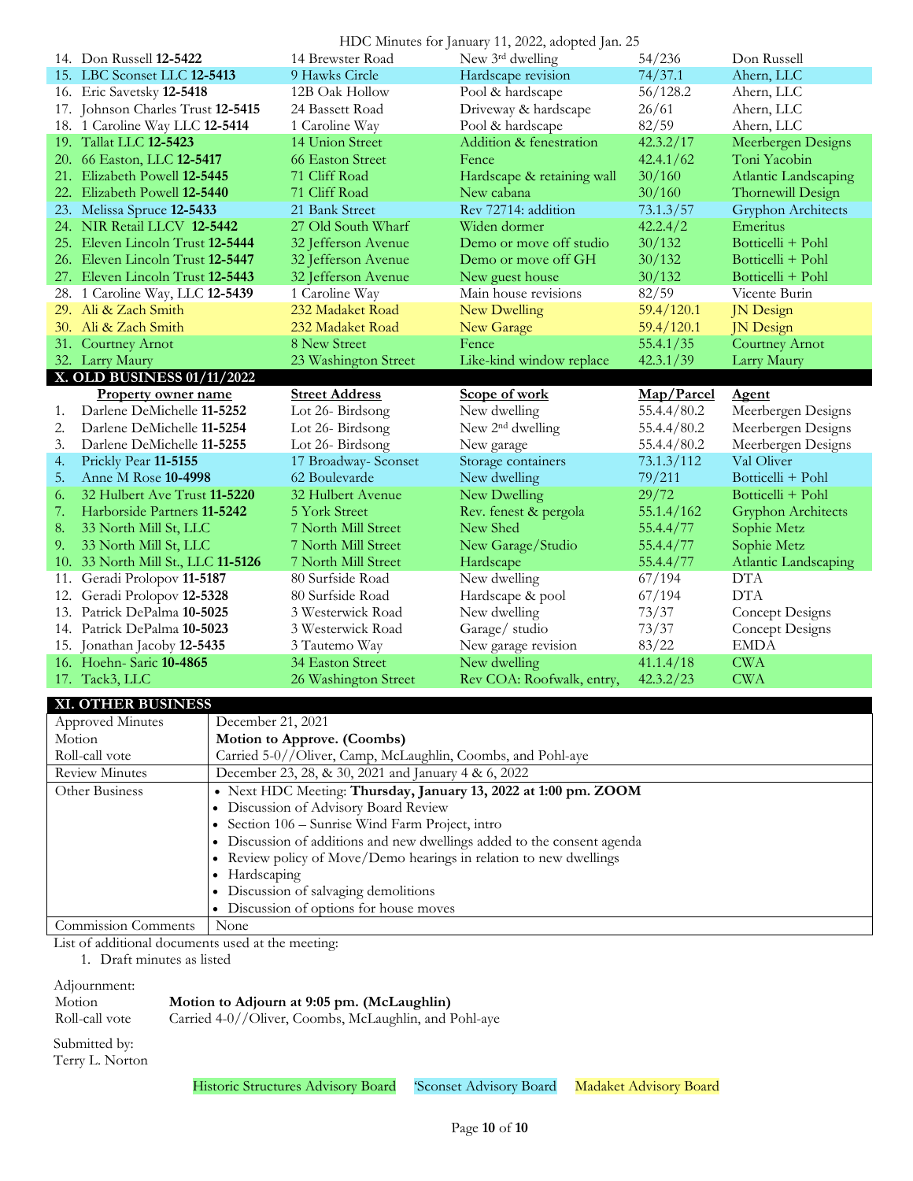| | | | | |
|---|---|---|---|---|
| 14. Don Russell **12-5422** | 14 Brewster Road | New 3rd dwelling | 54/236 | Don Russell |
| 15. LBC Sconset LLC **12-5413** | 9 Hawks Circle | Hardscape revision | 74/37.1 | Ahern, LLC |
| 16. Eric Savetsky **12-5418** | 12B Oak Hollow | Pool & hardscape | 56/128.2 | Ahern, LLC |
| 17. Johnson Charles Trust **12-5415** | 24 Bassett Road | Driveway & hardscape | 26/61 | Ahern, LLC |
| 18. 1 Caroline Way LLC **12-5414** | 1 Caroline Way | Pool & hardscape | 82/59 | Ahern, LLC |
| 19. Tallat LLC **12-5423** | 14 Union Street | Addition & fenestration | 42.3.2/17 | Meerbergen Designs |
| 20. 66 Easton, LLC **12-5417** | 66 Easton Street | Fence | 42.4.1/62 | Toni Yacobin |
| 21. Elizabeth Powell **12-5445** | 71 Cliff Road | Hardscape & retaining wall | 30/160 | Atlantic Landscaping |
| 22. Elizabeth Powell **12-5440** | 71 Cliff Road | New cabana | 30/160 | Thornewill Design |
| 23. Melissa Spruce **12-5433** | 21 Bank Street | Rev 72714: addition | 73.1.3/57 | Gryphon Architects |
| 24. NIR Retail LLCV **12-5442** | 27 Old South Wharf | Widen dormer | 42.2.4/2 | Emeritus |
| 25. Eleven Lincoln Trust **12-5444** | 32 Jefferson Avenue | Demo or move off studio | 30/132 | Botticelli + Pohl |
| 26. Eleven Lincoln Trust **12-5447** | 32 Jefferson Avenue | Demo or move off GH | 30/132 | Botticelli + Pohl |
| 27. Eleven Lincoln Trust **12-5443** | 32 Jefferson Avenue | New guest house | 30/132 | Botticelli + Pohl |
| 28. 1 Caroline Way, LLC **12-5439** | 1 Caroline Way | Main house revisions | 82/59 | Vicente Burin |
| 29. Ali & Zach Smith | 232 Madaket Road | New Dwelling | 59.4/120.1 | JN Design |
| 30. Ali & Zach Smith | 232 Madaket Road | New Garage | 59.4/120.1 | JN Design |
| 31. Courtney Arnot | 8 New Street | Fence | 55.4.1/35 | Courtney Arnot |
| 32. Larry Maury | 23 Washington Street | Like-kind window replace | 42.3.1/39 | Larry Maury |

## X. OLD BUSINESS 01/11/2022

| Property owner name | Street Address | Scope of work | Map/Parcel | Agent |
|---|---|---|---|---|
| 1. Darlene DeMichelle **11-5252** | Lot 26- Birdsong | New dwelling | 55.4.4/80.2 | Meerbergen Designs |
| 2. Darlene DeMichelle **11-5254** | Lot 26- Birdsong | New 2nd dwelling | 55.4.4/80.2 | Meerbergen Designs |
| 3. Darlene DeMichelle **11-5255** | Lot 26- Birdsong | New garage | 55.4.4/80.2 | Meerbergen Designs |
| 4. Prickly Pear **11-5155** | 17 Broadway- Sconset | Storage containers | 73.1.3/112 | Val Oliver |
| 5. Anne M Rose **10-4998** | 62 Boulevarde | New dwelling | 79/211 | Botticelli + Pohl |
| 6. 32 Hulbert Ave Trust **11-5220** | 32 Hulbert Avenue | New Dwelling | 29/72 | Botticelli + Pohl |
| 7. Harborside Partners **11-5242** | 5 York Street | Rev. fenest & pergola | 55.1.4/162 | Gryphon Architects |
| 8. 33 North Mill St, LLC | 7 North Mill Street | New Shed | 55.4.4/77 | Sophie Metz |
| 9. 33 North Mill St, LLC | 7 North Mill Street | New Garage/Studio | 55.4.4/77 | Sophie Metz |
| 10. 33 North Mill St., LLC **11-5126** | 7 North Mill Street | Hardscape | 55.4.4/77 | Atlantic Landscaping |
| 11. Geradi Prolopov **11-5187** | 80 Surfside Road | New dwelling | 67/194 | DTA |
| 12. Geradi Prolopov **12-5328** | 80 Surfside Road | Hardscape & pool | 67/194 | DTA |
| 13. Patrick DePalma **10-5025** | 3 Westerwick Road | New dwelling | 73/37 | Concept Designs |
| 14. Patrick DePalma **10-5023** | 3 Westerwick Road | Garage/ studio | 73/37 | Concept Designs |
| 15. Jonathan Jacoby **12-5435** | 3 Tautemo Way | New garage revision | 83/22 | EMDA |
| 16. Hoehn- Saric **10-4865** | 34 Easton Street | New dwelling | 41.1.4/18 | CWA |
| 17. Tack3, LLC | 26 Washington Street | Rev COA: Roofwalk, entry, | 42.3.2/23 | CWA |

## XI. OTHER BUSINESS

| | |
|---|---|
| Approved Minutes | December 21, 2021 |
| Motion | **Motion to Approve. (Coombs)** |
| Roll-call vote | Carried 5-0//Oliver, Camp, McLaughlin, Coombs, and Pohl-aye |
| Review Minutes | December 23, 28, & 30, 2021 and January 4 & 6, 2022 |
| Other Business | • Next HDC Meeting: **Thursday, January 13, 2022 at 1:00 pm. ZOOM**<br>• Discussion of Advisory Board Review<br>• Section 106 – Sunrise Wind Farm Project, intro<br>• Discussion of additions and new dwellings added to the consent agenda<br>• Review policy of Move/Demo hearings in relation to new dwellings<br>• Hardscaping<br>• Discussion of salvaging demolitions<br>• Discussion of options for house moves |
| Commission Comments | None |

List of additional documents used at the meeting:

1. Draft minutes as listed

Adjournment:

Motion **Motion to Adjourn at 9:05 pm. (McLaughlin)**

Roll-call vote Carried 4-0//Oliver, Coombs, McLaughlin, and Pohl-aye

Submitted by:
Terry L. Norton

Historic Structures Advisory Board 'Sconset Advisory Board Madaket Advisory Board